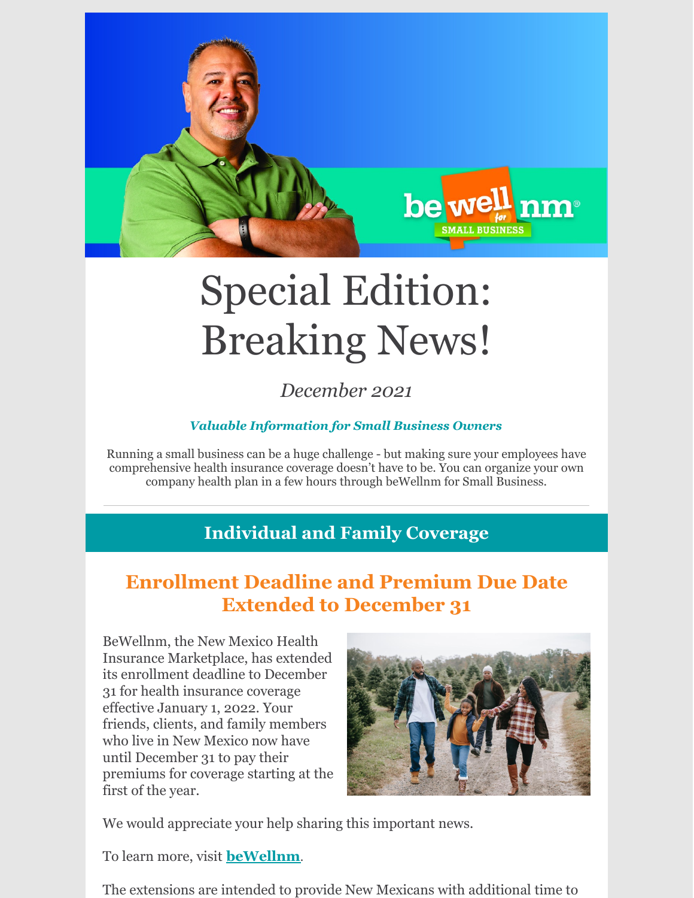# Special Edition: Breaking News!

*December 2021*

***Valuable Information for Small Business Owners***

Running a small business can be a huge challenge - but making sure your employees have comprehensive health insurance coverage doesn't have to be. You can organize your own company health plan in a few hours through beWellnm for Small Business.

---

## Individual and Family Coverage

### Enrollment Deadline and Premium Due Date Extended to December 31

BeWellnm, the New Mexico Health Insurance Marketplace, has extended its enrollment deadline to December 31 for health insurance coverage effective January 1, 2022. Your friends, clients, and family members who live in New Mexico now have until December 31 to pay their premiums for coverage starting at the first of the year.

We would appreciate your help sharing this important news.

To learn more, visit **beWellnm**.

The extensions are intended to provide New Mexicans with additional time to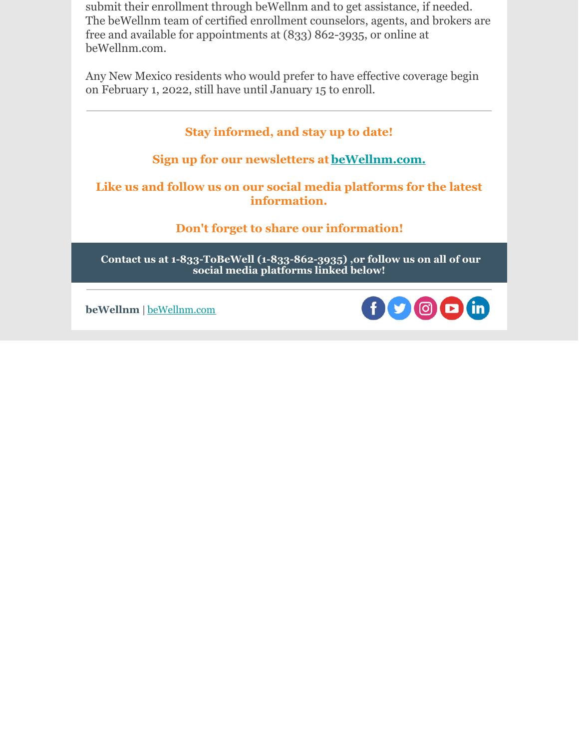submit their enrollment through beWellnm and to get assistance, if needed. The beWellnm team of certified enrollment counselors, agents, and brokers are free and available for appointments at (833) 862-3935, or online at beWellnm.com.

Any New Mexico residents who would prefer to have effective coverage begin on February 1, 2022, still have until January 15 to enroll.

---

**Stay informed, and stay up to date!**

**Sign up for our newsletters at beWellnm.com.**

**Like us and follow us on our social media platforms for the latest information.**

**Don't forget to share our information!**

**Contact us at 1-833-ToBeWell (1-833-862-3935) ,or follow us on all of our social media platforms linked below!**

---

**beWellnm** | beWellnm.com